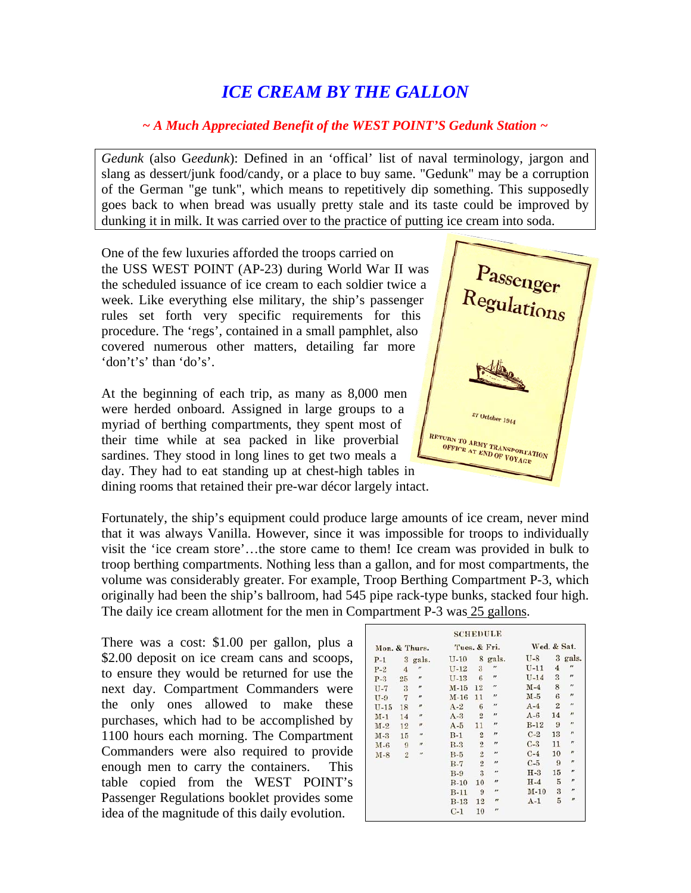# *ICE CREAM BY THE GALLON*

***~ A Much Appreciated Benefit of the WEST POINT'S Gedunk Station ~***

*Gedunk* (also G*eedunk*): Defined in an 'offical' list of naval terminology, jargon and slang as dessert/junk food/candy, or a place to buy same. "Gedunk" may be a corruption of the German "ge tunk", which means to repetitively dip something. This supposedly goes back to when bread was usually pretty stale and its taste could be improved by dunking it in milk. It was carried over to the practice of putting ice cream into soda.

One of the few luxuries afforded the troops carried on the USS WEST POINT (AP-23) during World War II was the scheduled issuance of ice cream to each soldier twice a week. Like everything else military, the ship's passenger rules set forth very specific requirements for this procedure. The 'regs', contained in a small pamphlet, also covered numerous other matters, detailing far more 'don't's' than 'do's'.

Passenger Regulations

27 October 1944

RETURN TO ARMY TRANSPORTATION OFFICE AT END OF VOYAGE

At the beginning of each trip, as many as 8,000 men were herded onboard. Assigned in large groups to a myriad of berthing compartments, they spent most of their time while at sea packed in like proverbial sardines. They stood in long lines to get two meals a day. They had to eat standing up at chest-high tables in dining rooms that retained their pre-war décor largely intact.

Fortunately, the ship's equipment could produce large amounts of ice cream, never mind that it was always Vanilla. However, since it was impossible for troops to individually visit the 'ice cream store'…the store came to them! Ice cream was provided in bulk to troop berthing compartments. Nothing less than a gallon, and for most compartments, the volume was considerably greater. For example, Troop Berthing Compartment P-3, which originally had been the ship's ballroom, had 545 pipe rack-type bunks, stacked four high. The daily ice cream allotment for the men in Compartment P-3 was 25 gallons.

There was a cost: $1.00 per gallon, plus a $2.00 deposit on ice cream cans and scoops, to ensure they would be returned for use the next day. Compartment Commanders were the only ones allowed to make these purchases, which had to be accomplished by 1100 hours each morning. The Compartment Commanders were also required to provide enough men to carry the containers. This table copied from the WEST POINT's Passenger Regulations booklet provides some idea of the magnitude of this daily evolution.

**SCHEDULE**

| Mon. & Thurs. | | Tues. & Fri. | | Wed. & Sat. | |
|---|---|---|---|---|---|
| P-1 | 3 gals. | U-10 | 8 gals. | U-8 | 3 gals. |
| P-2 | 4 " | U-12 | 3 " | U-11 | 4 " |
| P-3 | 25 " | U-13 | 6 " | U-14 | 3 " |
| U-7 | 3 " | M-15 | 12 " | M-4 | 8 " |
| U-9 | 7 " | M-16 | 11 " | M-5 | 6 " |
| U-15 | 18 " | A-2 | 6 " | A-4 | 2 " |
| M-1 | 14 " | A-3 | 2 " | A-6 | 14 " |
| M-2 | 12 " | A-5 | 11 " | B-12 | 9 " |
| M-3 | 15 " | B-1 | 2 " | C-2 | 13 " |
| M-6 | 9 " | B-3 | 2 " | C-3 | 11 " |
| M-8 | 2 " | B-5 | 2 " | C-4 | 10 " |
| | | B-7 | 2 " | C-5 | 9 " |
| | | B-9 | 3 " | H-3 | 15 " |
| | | B-10 | 10 " | H-4 | 5 " |
| | | B-11 | 9 " | M-10 | 3 " |
| | | B-13 | 12 " | A-1 | 5 " |
| | | C-1 | 10 " | | |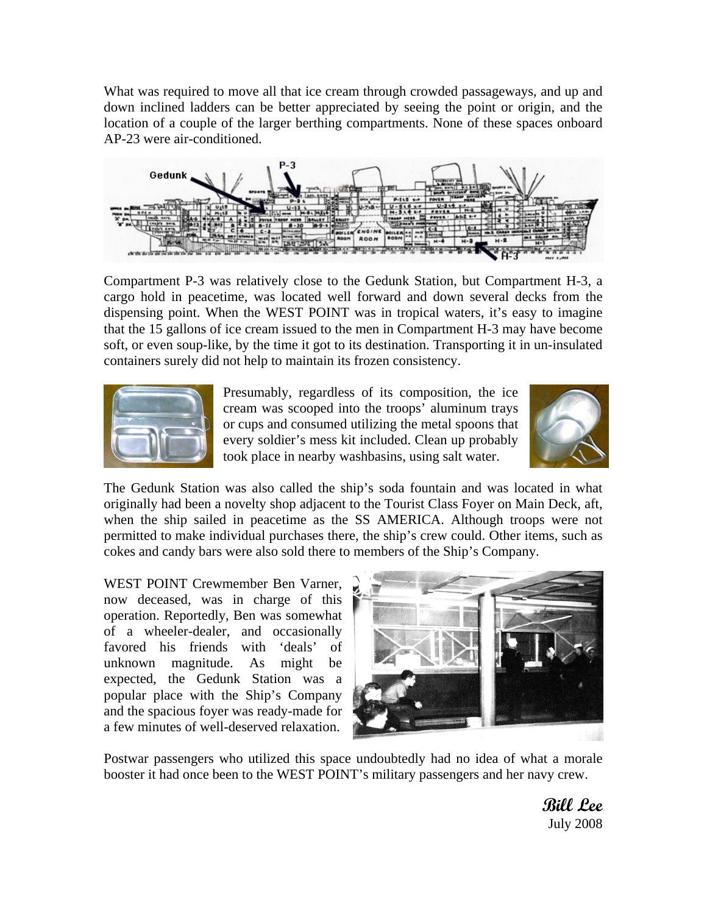What was required to move all that ice cream through crowded passageways, and up and down inclined ladders can be better appreciated by seeing the point or origin, and the location of a couple of the larger berthing compartments. None of these spaces onboard AP-23 were air-conditioned.

Compartment P-3 was relatively close to the Gedunk Station, but Compartment H-3, a cargo hold in peacetime, was located well forward and down several decks from the dispensing point. When the WEST POINT was in tropical waters, it's easy to imagine that the 15 gallons of ice cream issued to the men in Compartment H-3 may have become soft, or even soup-like, by the time it got to its destination. Transporting it in un-insulated containers surely did not help to maintain its frozen consistency.

Presumably, regardless of its composition, the ice cream was scooped into the troops' aluminum trays or cups and consumed utilizing the metal spoons that every soldier's mess kit included. Clean up probably took place in nearby washbasins, using salt water.

The Gedunk Station was also called the ship's soda fountain and was located in what originally had been a novelty shop adjacent to the Tourist Class Foyer on Main Deck, aft, when the ship sailed in peacetime as the SS AMERICA. Although troops were not permitted to make individual purchases there, the ship's crew could. Other items, such as cokes and candy bars were also sold there to members of the Ship's Company.

WEST POINT Crewmember Ben Varner, now deceased, was in charge of this operation. Reportedly, Ben was somewhat of a wheeler-dealer, and occasionally favored his friends with 'deals' of unknown magnitude. As might be expected, the Gedunk Station was a popular place with the Ship's Company and the spacious foyer was ready-made for a few minutes of well-deserved relaxation.

Postwar passengers who utilized this space undoubtedly had no idea of what a morale booster it had once been to the WEST POINT's military passengers and her navy crew.

**Bill Lee**
July 2008